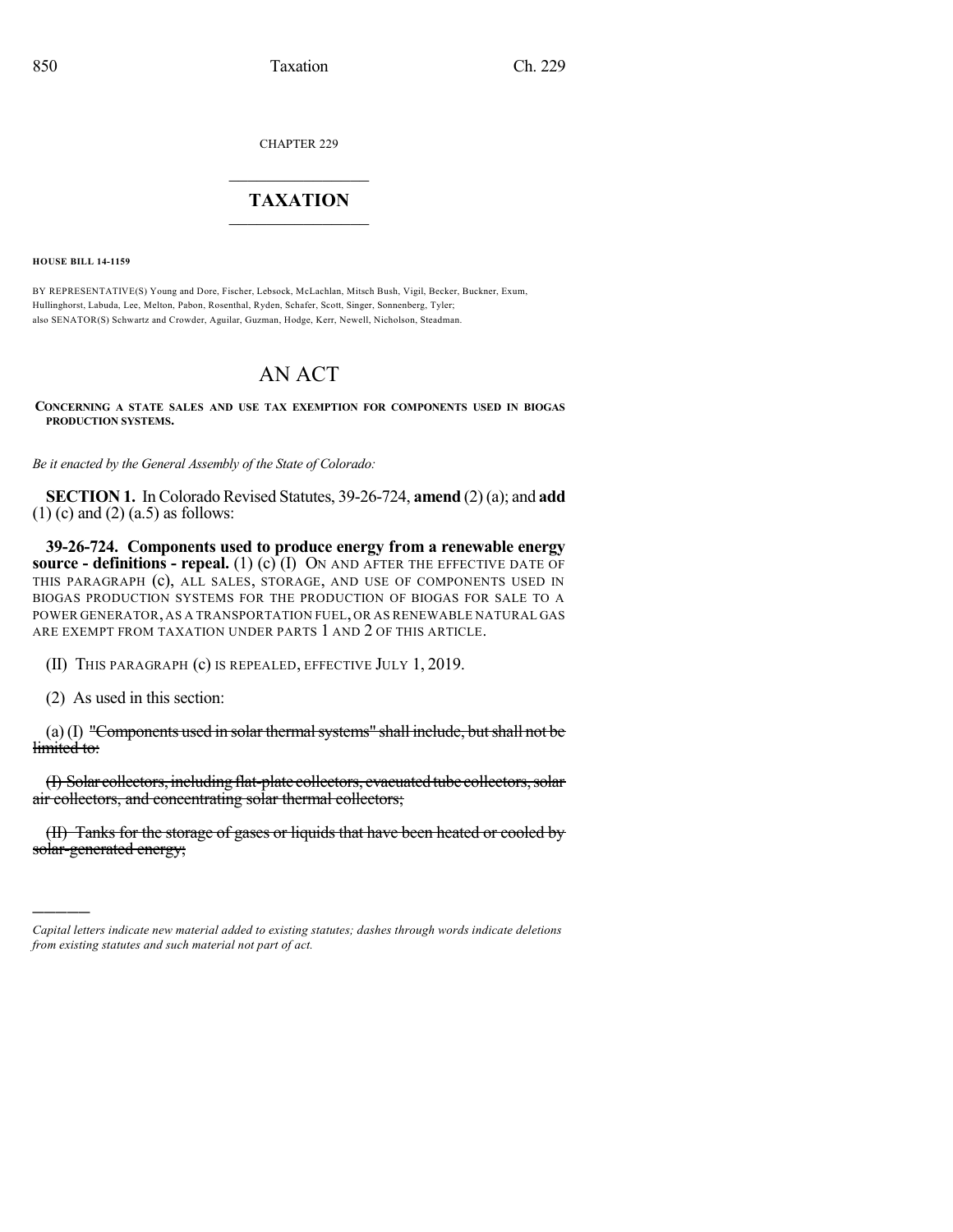CHAPTER 229

# TAXATION

**HOUSE BILL 14-1159**

BY REPRESENTATIVE(S) Young and Dore, Fischer, Lebsock, McLachlan, Mitsch Bush, Vigil, Becker, Buckner, Exum, Hullinghorst, Labuda, Lee, Melton, Pabon, Rosenthal, Ryden, Schafer, Scott, Singer, Sonnenberg, Tyler; also SENATOR(S) Schwartz and Crowder, Aguilar, Guzman, Hodge, Kerr, Newell, Nicholson, Steadman.

# AN ACT

**CONCERNING A STATE SALES AND USE TAX EXEMPTION FOR COMPONENTS USED IN BIOGAS PRODUCTION SYSTEMS.**

*Be it enacted by the General Assembly of the State of Colorado:*

**SECTION 1.** In Colorado Revised Statutes, 39-26-724, **amend** (2) (a); and **add** (1) (c) and (2) (a.5) as follows:

**39-26-724. Components used to produce energy from a renewable energy source - definitions - repeal.** (1) (c) (I) ON AND AFTER THE EFFECTIVE DATE OF THIS PARAGRAPH (c), ALL SALES, STORAGE, AND USE OF COMPONENTS USED IN BIOGAS PRODUCTION SYSTEMS FOR THE PRODUCTION OF BIOGAS FOR SALE TO A POWER GENERATOR, AS A TRANSPORTATION FUEL, OR AS RENEWABLE NATURAL GAS ARE EXEMPT FROM TAXATION UNDER PARTS 1 AND 2 OF THIS ARTICLE.

(II) THIS PARAGRAPH (c) IS REPEALED, EFFECTIVE JULY 1, 2019.

(2) As used in this section:

(a) (I) ~~"Components used in solar thermal systems" shall include, but shall not be limited to:~~

~~(I) Solar collectors, including flat-plate collectors, evacuated tube collectors, solar air collectors, and concentrating solar thermal collectors;~~

~~(II) Tanks for the storage of gases or liquids that have been heated or cooled by solar-generated energy;~~

*Capital letters indicate new material added to existing statutes; dashes through words indicate deletions from existing statutes and such material not part of act.*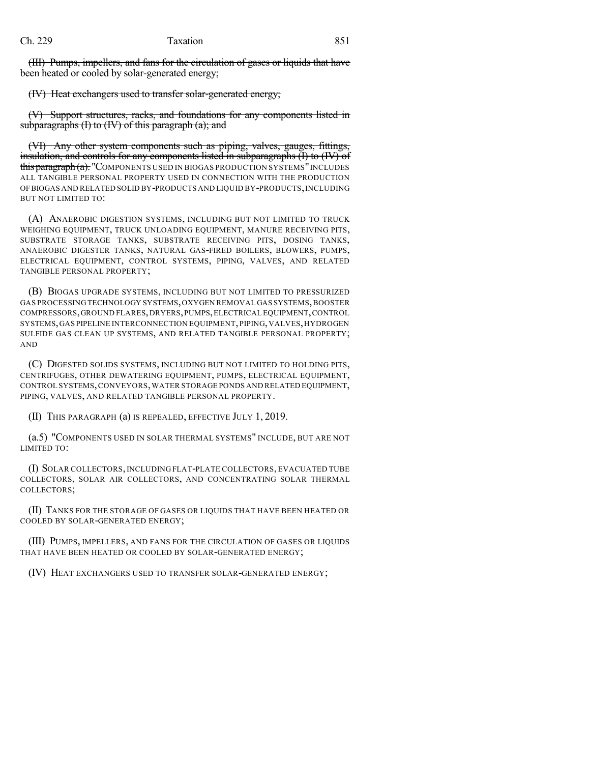(III) Pumps, impellers, and fans for the circulation of gases or liquids that have been heated or cooled by solar-generated energy;

(IV) Heat exchangers used to transfer solar-generated energy;

(V) Support structures, racks, and foundations for any components listed in subparagraphs (I) to (IV) of this paragraph (a); and

(VI) Any other system components such as piping, valves, gauges, fittings, insulation, and controls for any components listed in subparagraphs (I) to (IV) of this paragraph (a). "COMPONENTS USED IN BIOGAS PRODUCTION SYSTEMS" INCLUDES ALL TANGIBLE PERSONAL PROPERTY USED IN CONNECTION WITH THE PRODUCTION OF BIOGAS AND RELATED SOLID BY-PRODUCTS AND LIQUID BY-PRODUCTS, INCLUDING BUT NOT LIMITED TO:

(A) ANAEROBIC DIGESTION SYSTEMS, INCLUDING BUT NOT LIMITED TO TRUCK WEIGHING EQUIPMENT, TRUCK UNLOADING EQUIPMENT, MANURE RECEIVING PITS, SUBSTRATE STORAGE TANKS, SUBSTRATE RECEIVING PITS, DOSING TANKS, ANAEROBIC DIGESTER TANKS, NATURAL GAS-FIRED BOILERS, BLOWERS, PUMPS, ELECTRICAL EQUIPMENT, CONTROL SYSTEMS, PIPING, VALVES, AND RELATED TANGIBLE PERSONAL PROPERTY;

(B) BIOGAS UPGRADE SYSTEMS, INCLUDING BUT NOT LIMITED TO PRESSURIZED GAS PROCESSING TECHNOLOGY SYSTEMS, OXYGEN REMOVAL GAS SYSTEMS, BOOSTER COMPRESSORS, GROUND FLARES, DRYERS, PUMPS, ELECTRICAL EQUIPMENT, CONTROL SYSTEMS, GAS PIPELINE INTERCONNECTION EQUIPMENT, PIPING, VALVES, HYDROGEN SULFIDE GAS CLEAN UP SYSTEMS, AND RELATED TANGIBLE PERSONAL PROPERTY; AND

(C) DIGESTED SOLIDS SYSTEMS, INCLUDING BUT NOT LIMITED TO HOLDING PITS, CENTRIFUGES, OTHER DEWATERING EQUIPMENT, PUMPS, ELECTRICAL EQUIPMENT, CONTROL SYSTEMS, CONVEYORS, WATER STORAGE PONDS AND RELATED EQUIPMENT, PIPING, VALVES, AND RELATED TANGIBLE PERSONAL PROPERTY.

(II) THIS PARAGRAPH (a) IS REPEALED, EFFECTIVE JULY 1, 2019.

(a.5) "COMPONENTS USED IN SOLAR THERMAL SYSTEMS" INCLUDE, BUT ARE NOT LIMITED TO:

(I) SOLAR COLLECTORS, INCLUDING FLAT-PLATE COLLECTORS, EVACUATED TUBE COLLECTORS, SOLAR AIR COLLECTORS, AND CONCENTRATING SOLAR THERMAL COLLECTORS;

(II) TANKS FOR THE STORAGE OF GASES OR LIQUIDS THAT HAVE BEEN HEATED OR COOLED BY SOLAR-GENERATED ENERGY;

(III) PUMPS, IMPELLERS, AND FANS FOR THE CIRCULATION OF GASES OR LIQUIDS THAT HAVE BEEN HEATED OR COOLED BY SOLAR-GENERATED ENERGY;

(IV) HEAT EXCHANGERS USED TO TRANSFER SOLAR-GENERATED ENERGY;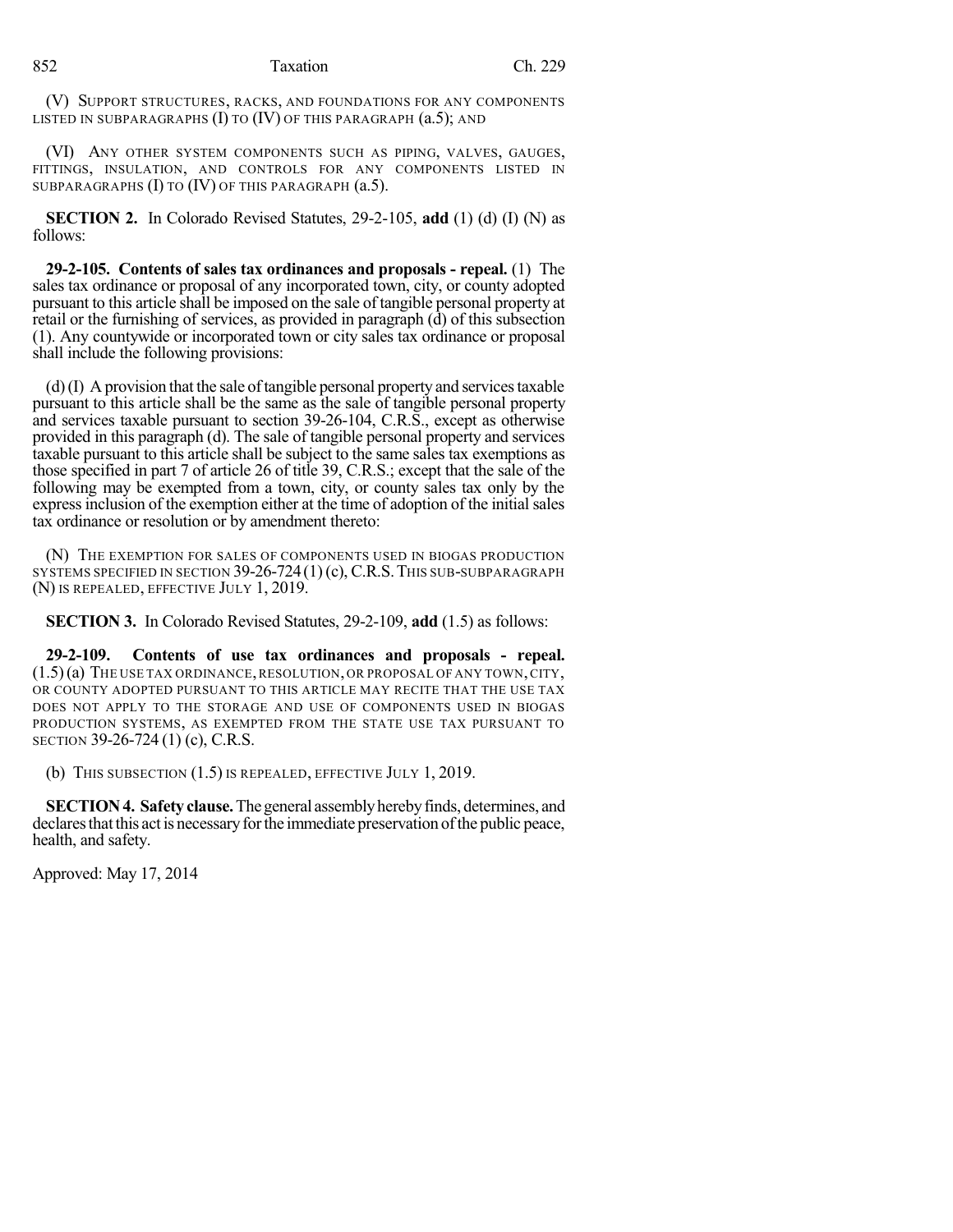(V) SUPPORT STRUCTURES, RACKS, AND FOUNDATIONS FOR ANY COMPONENTS LISTED IN SUBPARAGRAPHS (I) TO (IV) OF THIS PARAGRAPH (a.5); AND

(VI) ANY OTHER SYSTEM COMPONENTS SUCH AS PIPING, VALVES, GAUGES, FITTINGS, INSULATION, AND CONTROLS FOR ANY COMPONENTS LISTED IN SUBPARAGRAPHS (I) TO (IV) OF THIS PARAGRAPH (a.5).

**SECTION 2.** In Colorado Revised Statutes, 29-2-105, **add** (1) (d) (I) (N) as follows:

**29-2-105. Contents of sales tax ordinances and proposals - repeal.** (1) The sales tax ordinance or proposal of any incorporated town, city, or county adopted pursuant to this article shall be imposed on the sale of tangible personal property at retail or the furnishing of services, as provided in paragraph (d) of this subsection (1). Any countywide or incorporated town or city sales tax ordinance or proposal shall include the following provisions:

(d) (I) A provision that the sale of tangible personal property and services taxable pursuant to this article shall be the same as the sale of tangible personal property and services taxable pursuant to section 39-26-104, C.R.S., except as otherwise provided in this paragraph (d). The sale of tangible personal property and services taxable pursuant to this article shall be subject to the same sales tax exemptions as those specified in part 7 of article 26 of title 39, C.R.S.; except that the sale of the following may be exempted from a town, city, or county sales tax only by the express inclusion of the exemption either at the time of adoption of the initial sales tax ordinance or resolution or by amendment thereto:

(N) THE EXEMPTION FOR SALES OF COMPONENTS USED IN BIOGAS PRODUCTION SYSTEMS SPECIFIED IN SECTION 39-26-724 (1) (c), C.R.S. THIS SUB-SUBPARAGRAPH (N) IS REPEALED, EFFECTIVE JULY 1, 2019.

**SECTION 3.** In Colorado Revised Statutes, 29-2-109, **add** (1.5) as follows:

**29-2-109. Contents of use tax ordinances and proposals - repeal.** (1.5) (a) THE USE TAX ORDINANCE, RESOLUTION, OR PROPOSAL OF ANY TOWN, CITY, OR COUNTY ADOPTED PURSUANT TO THIS ARTICLE MAY RECITE THAT THE USE TAX DOES NOT APPLY TO THE STORAGE AND USE OF COMPONENTS USED IN BIOGAS PRODUCTION SYSTEMS, AS EXEMPTED FROM THE STATE USE TAX PURSUANT TO SECTION 39-26-724 (1) (c), C.R.S.

(b) THIS SUBSECTION (1.5) IS REPEALED, EFFECTIVE JULY 1, 2019.

**SECTION 4. Safety clause.** The general assembly hereby finds, determines, and declares that this act is necessary for the immediate preservation of the public peace, health, and safety.

Approved: May 17, 2014